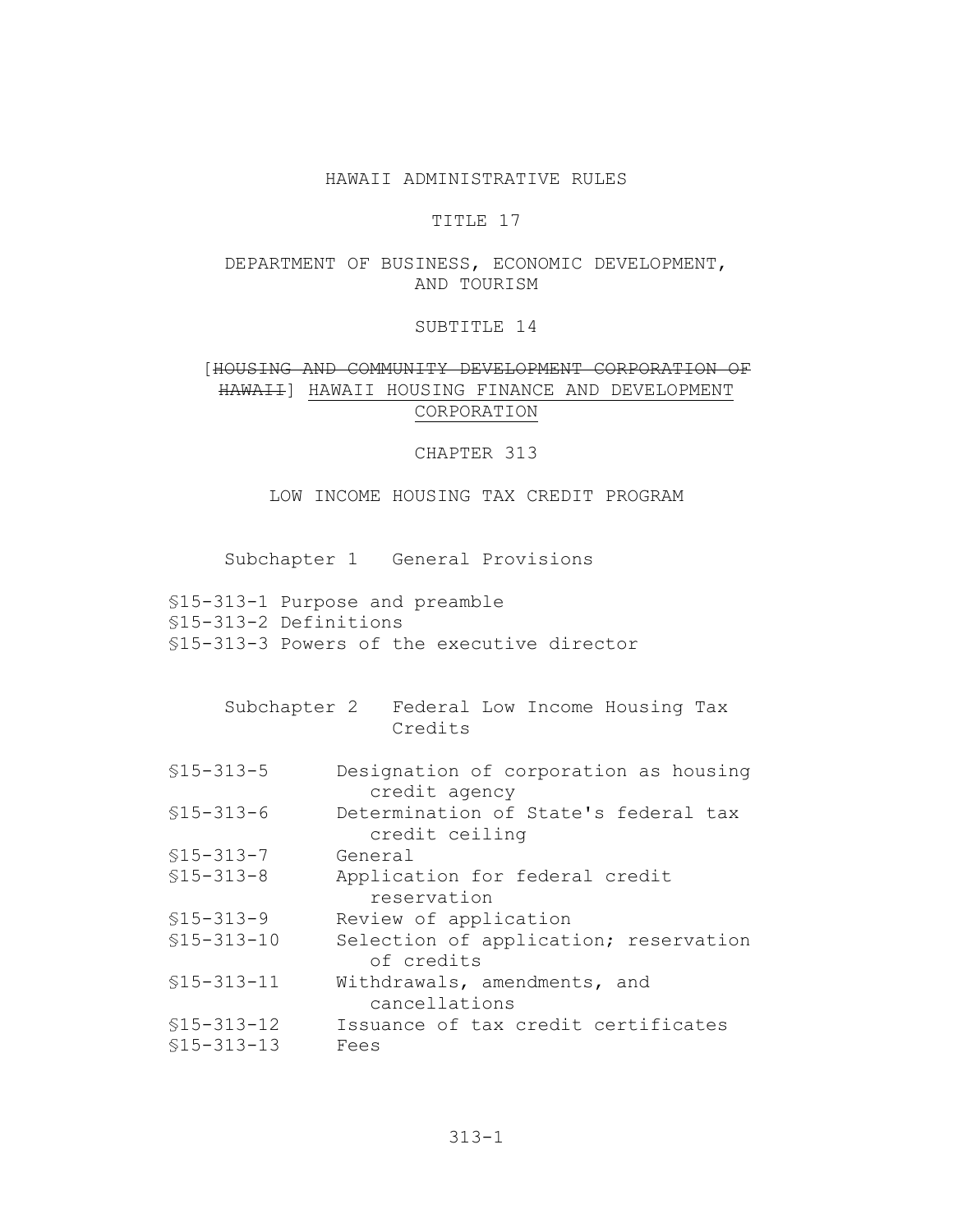# HAWAII ADMINISTRATIVE RULES

## TITLE 17

## DEPARTMENT OF BUSINESS, ECONOMIC DEVELOPMENT, AND TOURISM

## SUBTITLE 14

## [~~HOUSING AND COMMUNITY DEVELOPMENT CORPORATION OF HAWAII~~] <u>HAWAII HOUSING FINANCE AND DEVELOPMENT CORPORATION</u>

## CHAPTER 313

## LOW INCOME HOUSING TAX CREDIT PROGRAM

### Subchapter 1 General Provisions

§15-313-1 Purpose and preamble
§15-313-2 Definitions
§15-313-3 Powers of the executive director

### Subchapter 2 Federal Low Income Housing Tax Credits

§15-313-5 Designation of corporation as housing credit agency
§15-313-6 Determination of State's federal tax credit ceiling
§15-313-7 General
§15-313-8 Application for federal credit reservation
§15-313-9 Review of application
§15-313-10 Selection of application; reservation of credits
§15-313-11 Withdrawals, amendments, and cancellations
§15-313-12 Issuance of tax credit certificates
§15-313-13 Fees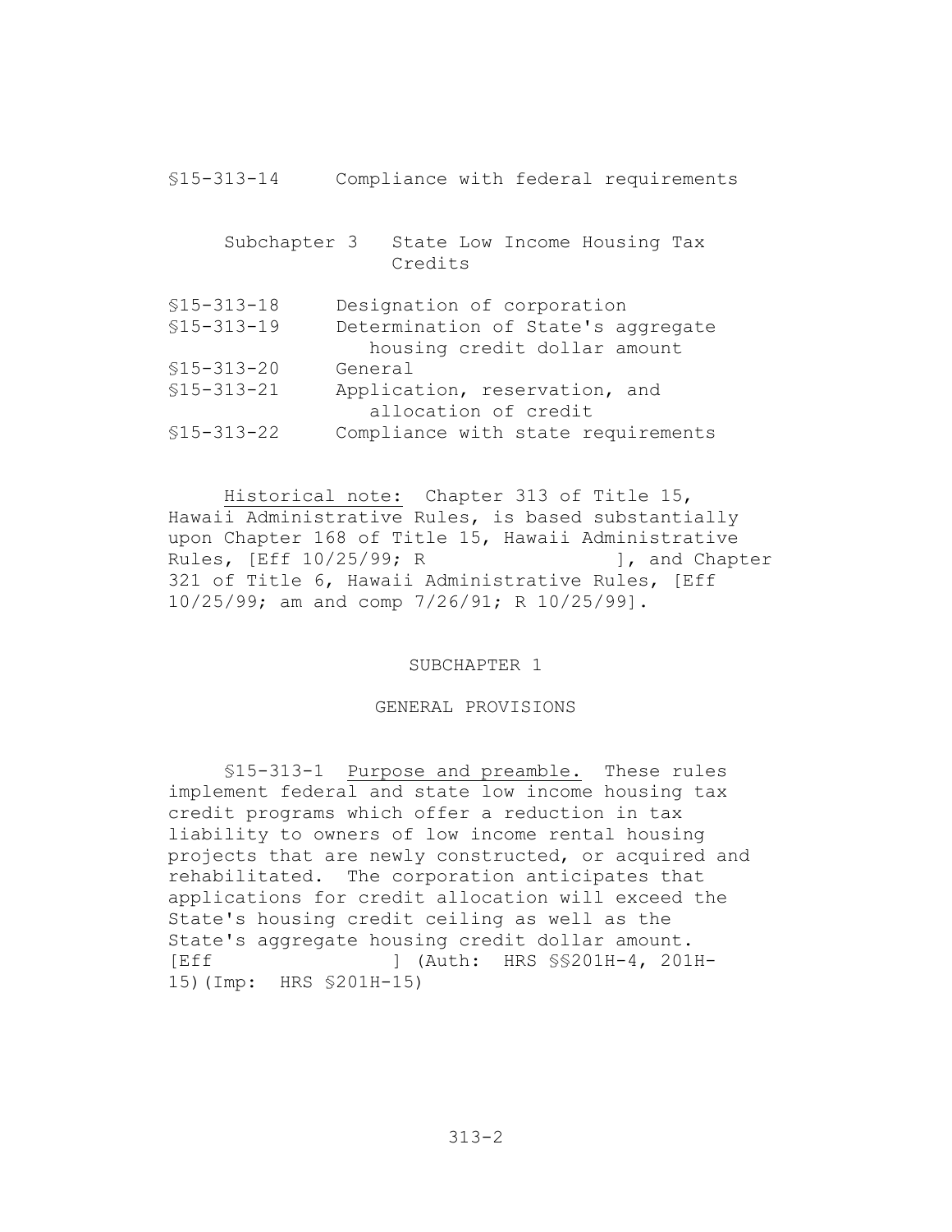§15-313-14 Compliance with federal requirements

Subchapter 3 State Low Income Housing Tax Credits

§15-313-18 Designation of corporation
§15-313-19 Determination of State's aggregate housing credit dollar amount
§15-313-20 General
§15-313-21 Application, reservation, and allocation of credit
§15-313-22 Compliance with state requirements

Historical note: Chapter 313 of Title 15, Hawaii Administrative Rules, is based substantially upon Chapter 168 of Title 15, Hawaii Administrative Rules, [Eff 10/25/99; R ], and Chapter 321 of Title 6, Hawaii Administrative Rules, [Eff 10/25/99; am and comp 7/26/91; R 10/25/99].

## SUBCHAPTER 1

## GENERAL PROVISIONS

§15-313-1 Purpose and preamble. These rules implement federal and state low income housing tax credit programs which offer a reduction in tax liability to owners of low income rental housing projects that are newly constructed, or acquired and rehabilitated. The corporation anticipates that applications for credit allocation will exceed the State's housing credit ceiling as well as the State's aggregate housing credit dollar amount. [Eff ] (Auth: HRS §§201H-4, 201H-15)(Imp: HRS §201H-15)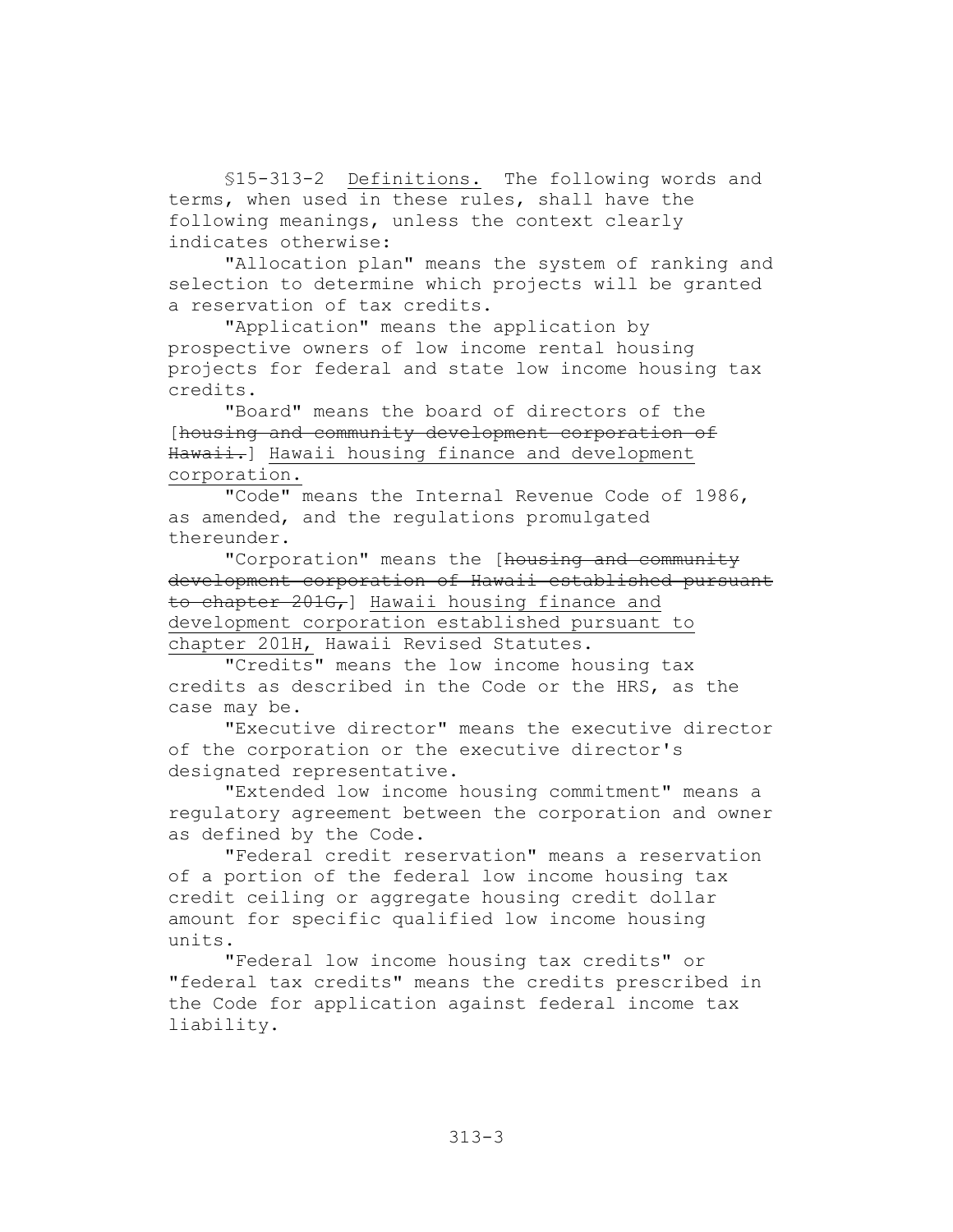§15-313-2 Definitions. The following words and terms, when used in these rules, shall have the following meanings, unless the context clearly indicates otherwise:

"Allocation plan" means the system of ranking and selection to determine which projects will be granted a reservation of tax credits.

"Application" means the application by prospective owners of low income rental housing projects for federal and state low income housing tax credits.

"Board" means the board of directors of the [~~housing and community development corporation of Hawaii.~~] Hawaii housing finance and development corporation.

"Code" means the Internal Revenue Code of 1986, as amended, and the regulations promulgated thereunder.

"Corporation" means the [~~housing and community development corporation of Hawaii established pursuant to chapter 201G,~~] Hawaii housing finance and development corporation established pursuant to chapter 201H, Hawaii Revised Statutes.

"Credits" means the low income housing tax credits as described in the Code or the HRS, as the case may be.

"Executive director" means the executive director of the corporation or the executive director's designated representative.

"Extended low income housing commitment" means a regulatory agreement between the corporation and owner as defined by the Code.

"Federal credit reservation" means a reservation of a portion of the federal low income housing tax credit ceiling or aggregate housing credit dollar amount for specific qualified low income housing units.

"Federal low income housing tax credits" or "federal tax credits" means the credits prescribed in the Code for application against federal income tax liability.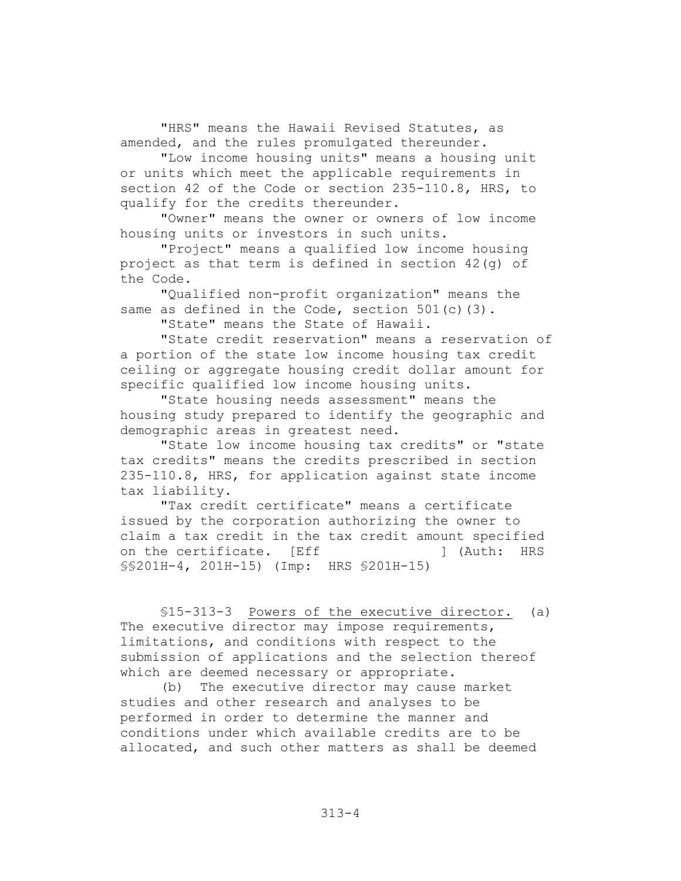"HRS" means the Hawaii Revised Statutes, as amended, and the rules promulgated thereunder.

"Low income housing units" means a housing unit or units which meet the applicable requirements in section 42 of the Code or section 235-110.8, HRS, to qualify for the credits thereunder.

"Owner" means the owner or owners of low income housing units or investors in such units.

"Project" means a qualified low income housing project as that term is defined in section 42(g) of the Code.

"Qualified non-profit organization" means the same as defined in the Code, section 501(c)(3).

"State" means the State of Hawaii.

"State credit reservation" means a reservation of a portion of the state low income housing tax credit ceiling or aggregate housing credit dollar amount for specific qualified low income housing units.

"State housing needs assessment" means the housing study prepared to identify the geographic and demographic areas in greatest need.

"State low income housing tax credits" or "state tax credits" means the credits prescribed in section 235-110.8, HRS, for application against state income tax liability.

"Tax credit certificate" means a certificate issued by the corporation authorizing the owner to claim a tax credit in the tax credit amount specified on the certificate. [Eff ] (Auth: HRS §§201H-4, 201H-15) (Imp: HRS §201H-15)

§15-313-3 <u>Powers of the executive director.</u> (a) The executive director may impose requirements, limitations, and conditions with respect to the submission of applications and the selection thereof which are deemed necessary or appropriate.

(b) The executive director may cause market studies and other research and analyses to be performed in order to determine the manner and conditions under which available credits are to be allocated, and such other matters as shall be deemed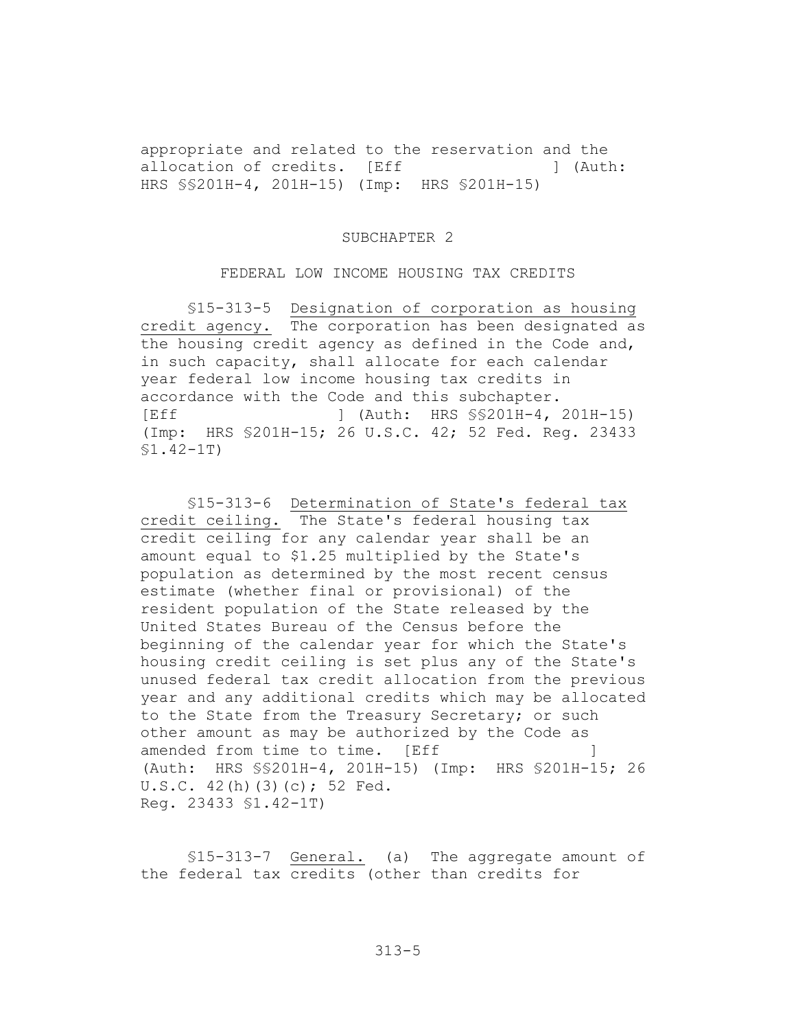appropriate and related to the reservation and the allocation of credits. [Eff ] (Auth: HRS §§201H-4, 201H-15) (Imp: HRS §201H-15)

## SUBCHAPTER 2

## FEDERAL LOW INCOME HOUSING TAX CREDITS

§15-313-5 Designation of corporation as housing credit agency. The corporation has been designated as the housing credit agency as defined in the Code and, in such capacity, shall allocate for each calendar year federal low income housing tax credits in accordance with the Code and this subchapter. [Eff ] (Auth: HRS §§201H-4, 201H-15) (Imp: HRS §201H-15; 26 U.S.C. 42; 52 Fed. Reg. 23433 §1.42-1T)

§15-313-6 Determination of State's federal tax credit ceiling. The State's federal housing tax credit ceiling for any calendar year shall be an amount equal to $1.25 multiplied by the State's population as determined by the most recent census estimate (whether final or provisional) of the resident population of the State released by the United States Bureau of the Census before the beginning of the calendar year for which the State's housing credit ceiling is set plus any of the State's unused federal tax credit allocation from the previous year and any additional credits which may be allocated to the State from the Treasury Secretary; or such other amount as may be authorized by the Code as amended from time to time. [Eff ] (Auth: HRS §§201H-4, 201H-15) (Imp: HRS §201H-15; 26 U.S.C. 42(h)(3)(c); 52 Fed. Reg. 23433 §1.42-1T)

§15-313-7 General. (a) The aggregate amount of the federal tax credits (other than credits for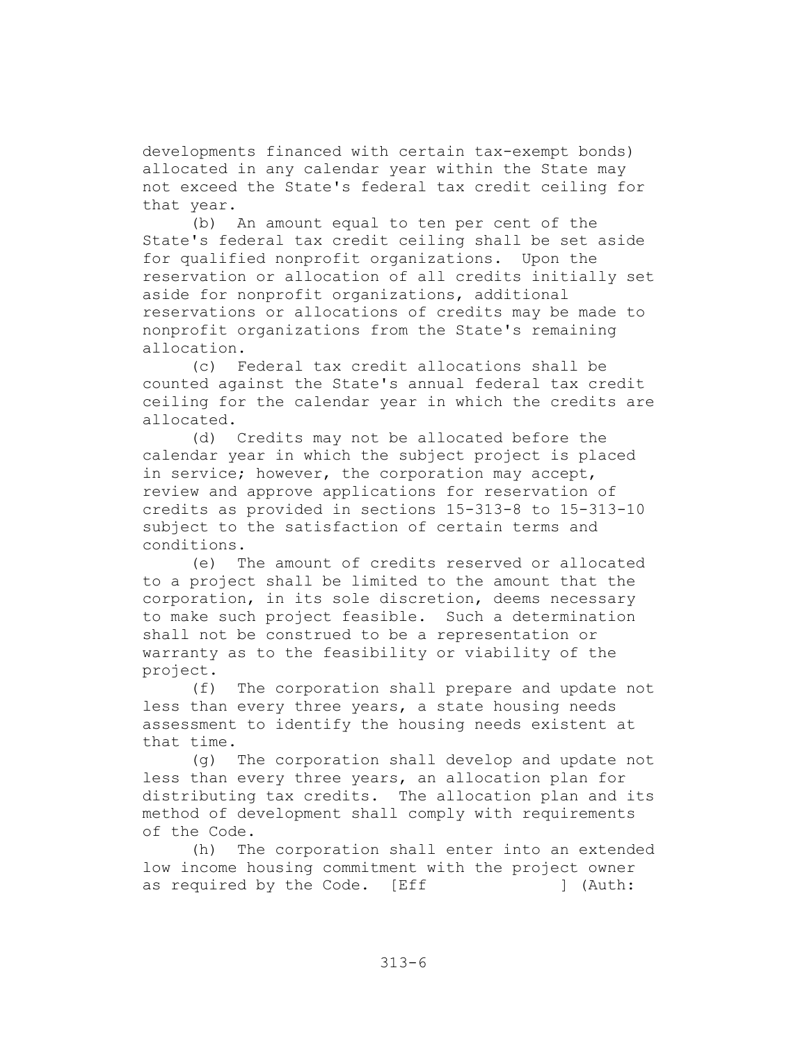developments financed with certain tax-exempt bonds) allocated in any calendar year within the State may not exceed the State's federal tax credit ceiling for that year.

(b) An amount equal to ten per cent of the State's federal tax credit ceiling shall be set aside for qualified nonprofit organizations. Upon the reservation or allocation of all credits initially set aside for nonprofit organizations, additional reservations or allocations of credits may be made to nonprofit organizations from the State's remaining allocation.

(c) Federal tax credit allocations shall be counted against the State's annual federal tax credit ceiling for the calendar year in which the credits are allocated.

(d) Credits may not be allocated before the calendar year in which the subject project is placed in service; however, the corporation may accept, review and approve applications for reservation of credits as provided in sections 15-313-8 to 15-313-10 subject to the satisfaction of certain terms and conditions.

(e) The amount of credits reserved or allocated to a project shall be limited to the amount that the corporation, in its sole discretion, deems necessary to make such project feasible. Such a determination shall not be construed to be a representation or warranty as to the feasibility or viability of the project.

(f) The corporation shall prepare and update not less than every three years, a state housing needs assessment to identify the housing needs existent at that time.

(g) The corporation shall develop and update not less than every three years, an allocation plan for distributing tax credits. The allocation plan and its method of development shall comply with requirements of the Code.

(h) The corporation shall enter into an extended low income housing commitment with the project owner as required by the Code. [Eff ] (Auth: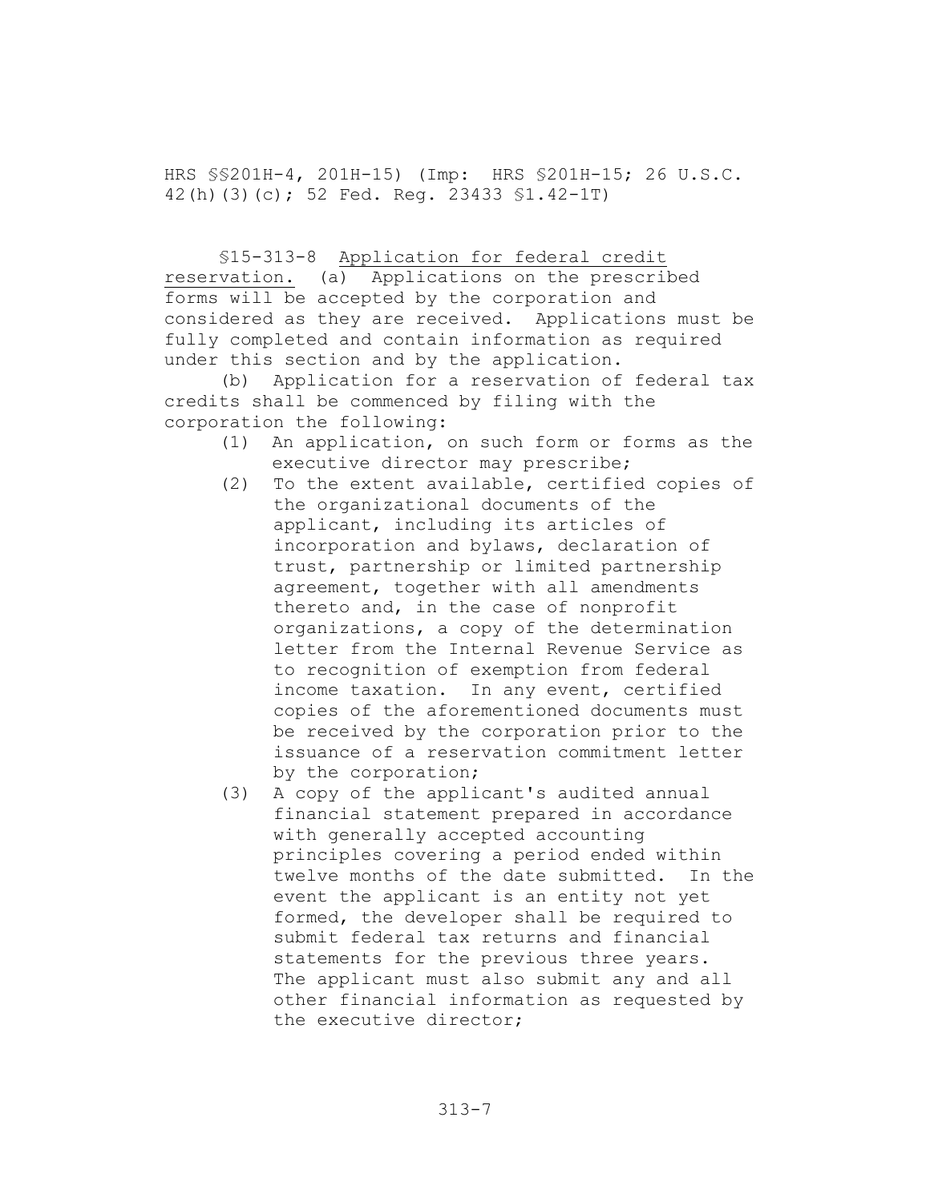HRS §§201H-4, 201H-15) (Imp: HRS §201H-15; 26 U.S.C. 42(h)(3)(c); 52 Fed. Reg. 23433 §1.42-1T)

§15-313-8 Application for federal credit reservation. (a) Applications on the prescribed forms will be accepted by the corporation and considered as they are received. Applications must be fully completed and contain information as required under this section and by the application.

(b) Application for a reservation of federal tax credits shall be commenced by filing with the corporation the following:

(1) An application, on such form or forms as the executive director may prescribe;

(2) To the extent available, certified copies of the organizational documents of the applicant, including its articles of incorporation and bylaws, declaration of trust, partnership or limited partnership agreement, together with all amendments thereto and, in the case of nonprofit organizations, a copy of the determination letter from the Internal Revenue Service as to recognition of exemption from federal income taxation. In any event, certified copies of the aforementioned documents must be received by the corporation prior to the issuance of a reservation commitment letter by the corporation;

(3) A copy of the applicant's audited annual financial statement prepared in accordance with generally accepted accounting principles covering a period ended within twelve months of the date submitted. In the event the applicant is an entity not yet formed, the developer shall be required to submit federal tax returns and financial statements for the previous three years. The applicant must also submit any and all other financial information as requested by the executive director;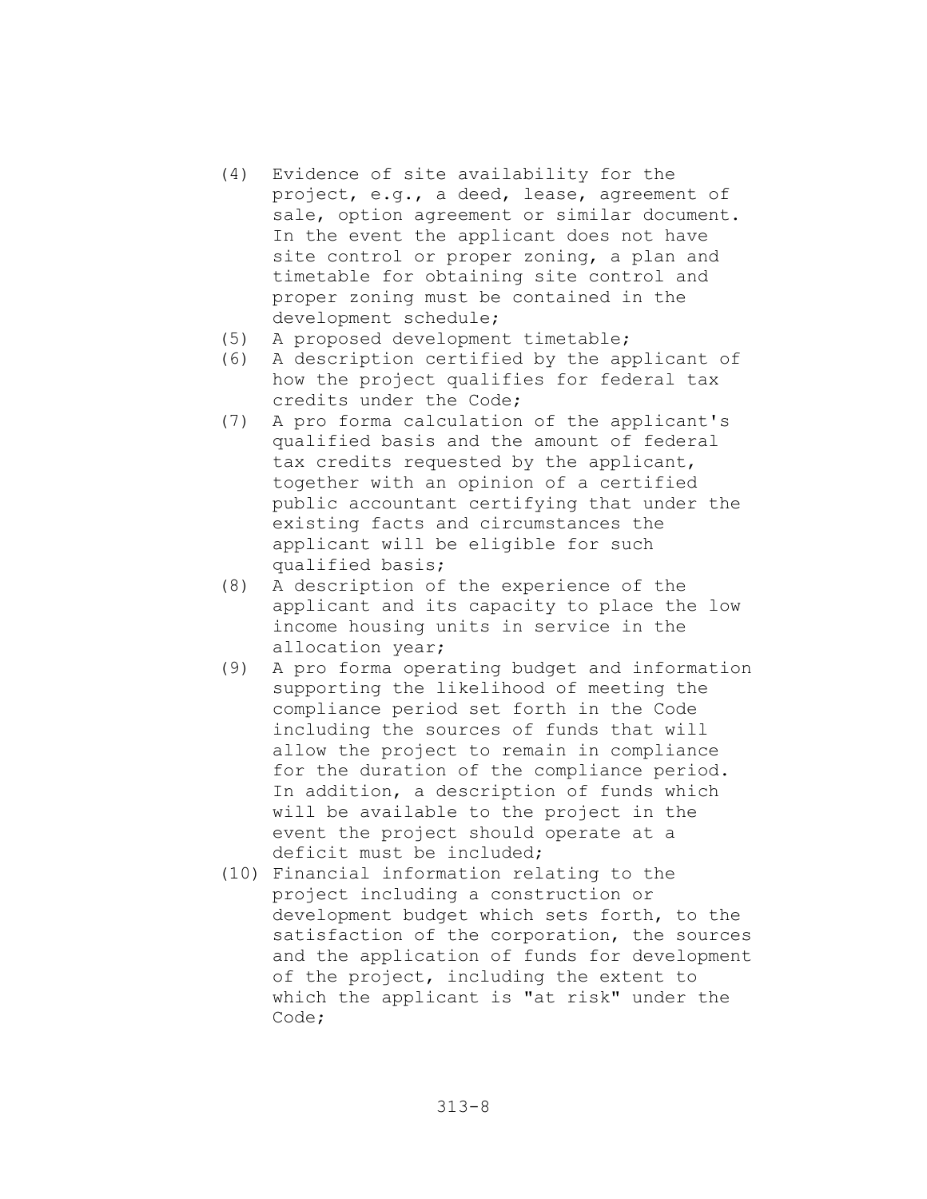(4) Evidence of site availability for the project, e.g., a deed, lease, agreement of sale, option agreement or similar document. In the event the applicant does not have site control or proper zoning, a plan and timetable for obtaining site control and proper zoning must be contained in the development schedule;

(5) A proposed development timetable;

(6) A description certified by the applicant of how the project qualifies for federal tax credits under the Code;

(7) A pro forma calculation of the applicant's qualified basis and the amount of federal tax credits requested by the applicant, together with an opinion of a certified public accountant certifying that under the existing facts and circumstances the applicant will be eligible for such qualified basis;

(8) A description of the experience of the applicant and its capacity to place the low income housing units in service in the allocation year;

(9) A pro forma operating budget and information supporting the likelihood of meeting the compliance period set forth in the Code including the sources of funds that will allow the project to remain in compliance for the duration of the compliance period. In addition, a description of funds which will be available to the project in the event the project should operate at a deficit must be included;

(10) Financial information relating to the project including a construction or development budget which sets forth, to the satisfaction of the corporation, the sources and the application of funds for development of the project, including the extent to which the applicant is "at risk" under the Code;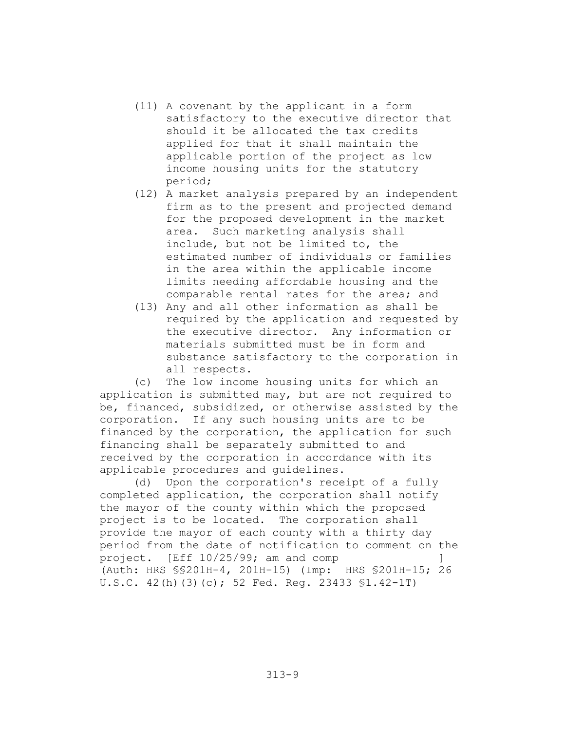(11) A covenant by the applicant in a form satisfactory to the executive director that should it be allocated the tax credits applied for that it shall maintain the applicable portion of the project as low income housing units for the statutory period;

(12) A market analysis prepared by an independent firm as to the present and projected demand for the proposed development in the market area. Such marketing analysis shall include, but not be limited to, the estimated number of individuals or families in the area within the applicable income limits needing affordable housing and the comparable rental rates for the area; and

(13) Any and all other information as shall be required by the application and requested by the executive director. Any information or materials submitted must be in form and substance satisfactory to the corporation in all respects.

(c) The low income housing units for which an application is submitted may, but are not required to be, financed, subsidized, or otherwise assisted by the corporation. If any such housing units are to be financed by the corporation, the application for such financing shall be separately submitted to and received by the corporation in accordance with its applicable procedures and guidelines.

(d) Upon the corporation's receipt of a fully completed application, the corporation shall notify the mayor of the county within which the proposed project is to be located. The corporation shall provide the mayor of each county with a thirty day period from the date of notification to comment on the project. [Eff 10/25/99; am and comp ] (Auth: HRS §§201H-4, 201H-15) (Imp: HRS §201H-15; 26 U.S.C. 42(h)(3)(c); 52 Fed. Reg. 23433 §1.42-1T)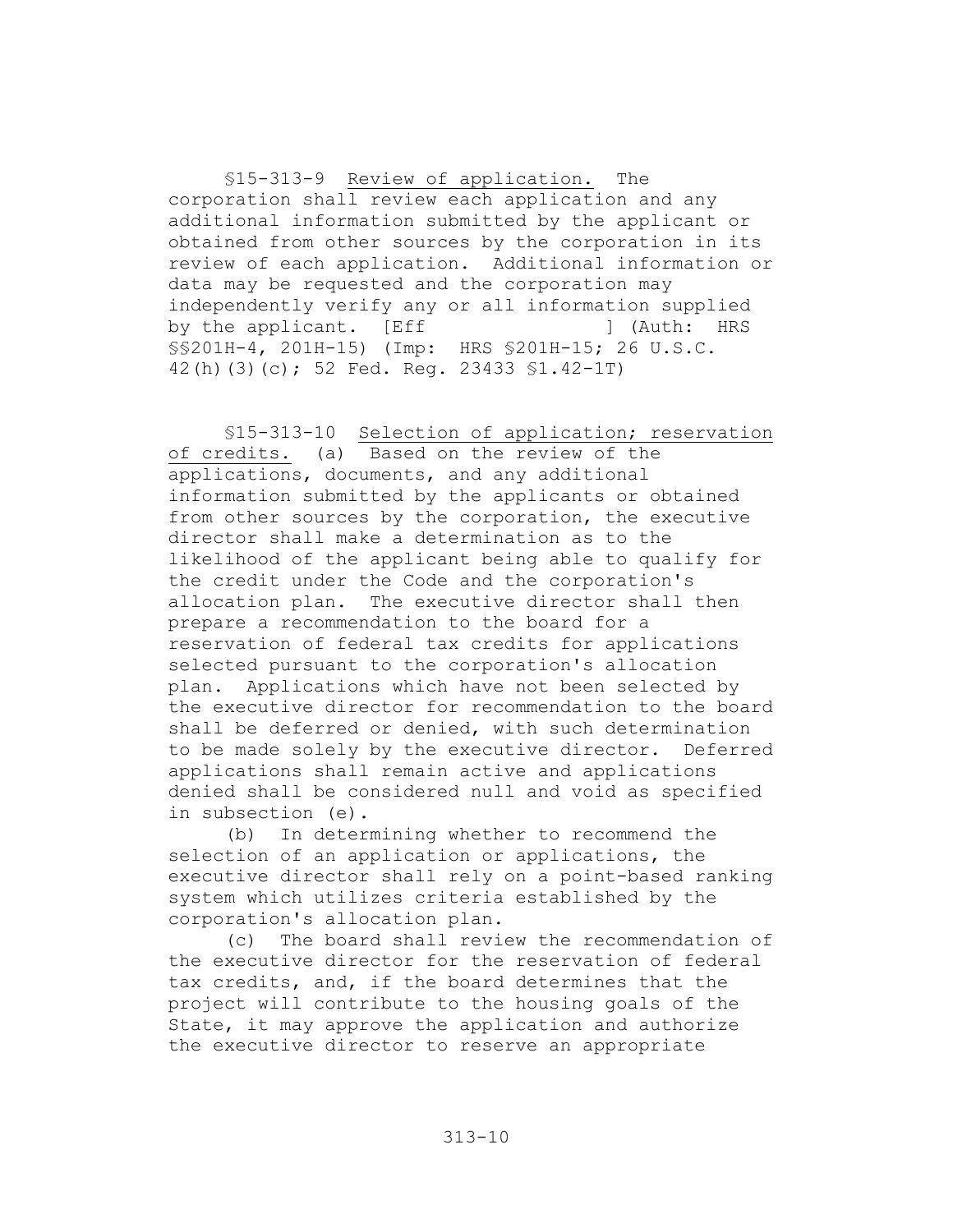§15-313-9 Review of application. The corporation shall review each application and any additional information submitted by the applicant or obtained from other sources by the corporation in its review of each application. Additional information or data may be requested and the corporation may independently verify any or all information supplied by the applicant. [Eff ] (Auth: HRS §§201H-4, 201H-15) (Imp: HRS §201H-15; 26 U.S.C. 42(h)(3)(c); 52 Fed. Reg. 23433 §1.42-1T)

§15-313-10 Selection of application; reservation of credits. (a) Based on the review of the applications, documents, and any additional information submitted by the applicants or obtained from other sources by the corporation, the executive director shall make a determination as to the likelihood of the applicant being able to qualify for the credit under the Code and the corporation's allocation plan. The executive director shall then prepare a recommendation to the board for a reservation of federal tax credits for applications selected pursuant to the corporation's allocation plan. Applications which have not been selected by the executive director for recommendation to the board shall be deferred or denied, with such determination to be made solely by the executive director. Deferred applications shall remain active and applications denied shall be considered null and void as specified in subsection (e).

(b) In determining whether to recommend the selection of an application or applications, the executive director shall rely on a point-based ranking system which utilizes criteria established by the corporation's allocation plan.

(c) The board shall review the recommendation of the executive director for the reservation of federal tax credits, and, if the board determines that the project will contribute to the housing goals of the State, it may approve the application and authorize the executive director to reserve an appropriate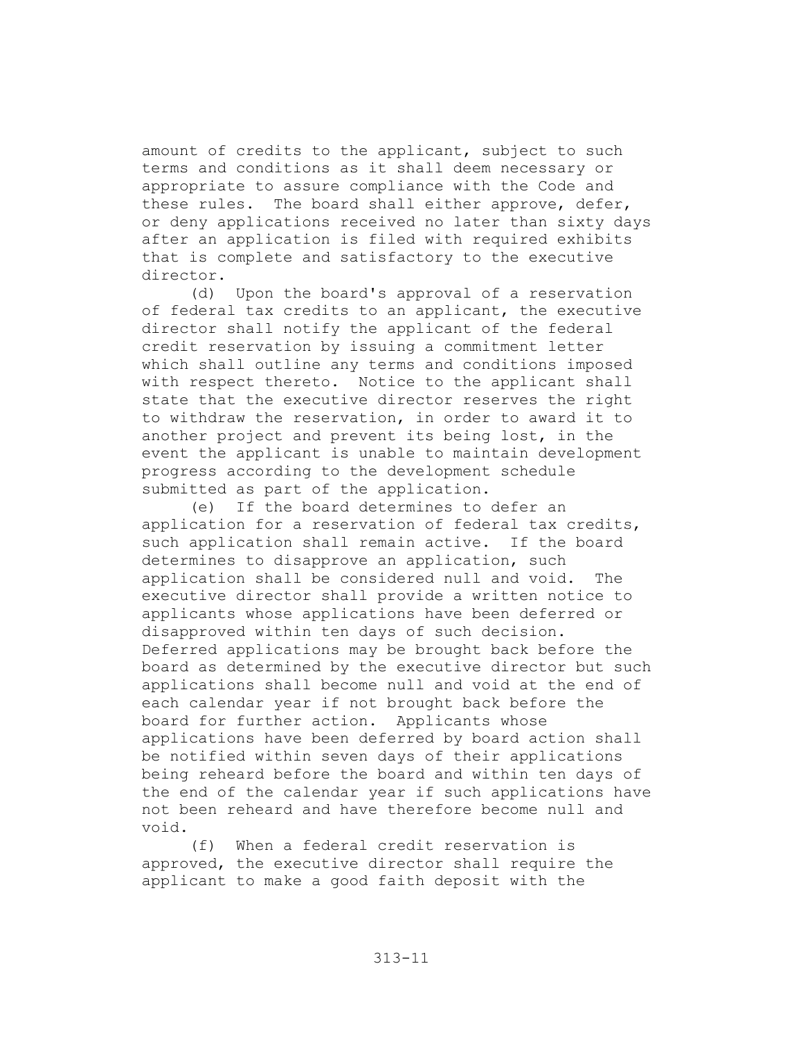amount of credits to the applicant, subject to such terms and conditions as it shall deem necessary or appropriate to assure compliance with the Code and these rules. The board shall either approve, defer, or deny applications received no later than sixty days after an application is filed with required exhibits that is complete and satisfactory to the executive director.

(d) Upon the board's approval of a reservation of federal tax credits to an applicant, the executive director shall notify the applicant of the federal credit reservation by issuing a commitment letter which shall outline any terms and conditions imposed with respect thereto. Notice to the applicant shall state that the executive director reserves the right to withdraw the reservation, in order to award it to another project and prevent its being lost, in the event the applicant is unable to maintain development progress according to the development schedule submitted as part of the application.

(e) If the board determines to defer an application for a reservation of federal tax credits, such application shall remain active. If the board determines to disapprove an application, such application shall be considered null and void. The executive director shall provide a written notice to applicants whose applications have been deferred or disapproved within ten days of such decision. Deferred applications may be brought back before the board as determined by the executive director but such applications shall become null and void at the end of each calendar year if not brought back before the board for further action. Applicants whose applications have been deferred by board action shall be notified within seven days of their applications being reheard before the board and within ten days of the end of the calendar year if such applications have not been reheard and have therefore become null and void.

(f) When a federal credit reservation is approved, the executive director shall require the applicant to make a good faith deposit with the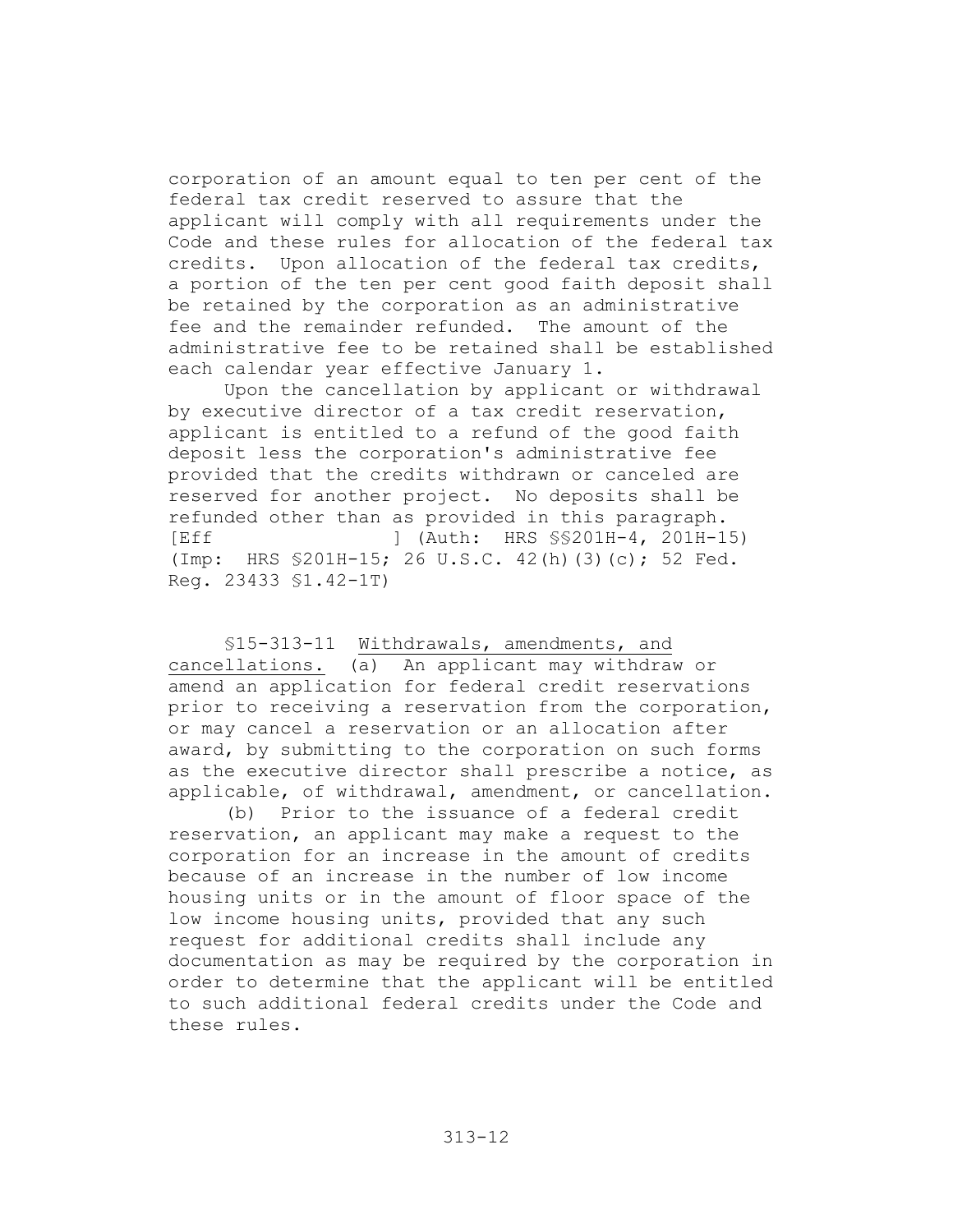corporation of an amount equal to ten per cent of the federal tax credit reserved to assure that the applicant will comply with all requirements under the Code and these rules for allocation of the federal tax credits. Upon allocation of the federal tax credits, a portion of the ten per cent good faith deposit shall be retained by the corporation as an administrative fee and the remainder refunded. The amount of the administrative fee to be retained shall be established each calendar year effective January 1.

Upon the cancellation by applicant or withdrawal by executive director of a tax credit reservation, applicant is entitled to a refund of the good faith deposit less the corporation's administrative fee provided that the credits withdrawn or canceled are reserved for another project. No deposits shall be refunded other than as provided in this paragraph. [Eff ] (Auth: HRS §§201H-4, 201H-15) (Imp: HRS §201H-15; 26 U.S.C. 42(h)(3)(c); 52 Fed. Reg. 23433 §1.42-1T)

§15-313-11 Withdrawals, amendments, and cancellations. (a) An applicant may withdraw or amend an application for federal credit reservations prior to receiving a reservation from the corporation, or may cancel a reservation or an allocation after award, by submitting to the corporation on such forms as the executive director shall prescribe a notice, as applicable, of withdrawal, amendment, or cancellation.

(b) Prior to the issuance of a federal credit reservation, an applicant may make a request to the corporation for an increase in the amount of credits because of an increase in the number of low income housing units or in the amount of floor space of the low income housing units, provided that any such request for additional credits shall include any documentation as may be required by the corporation in order to determine that the applicant will be entitled to such additional federal credits under the Code and these rules.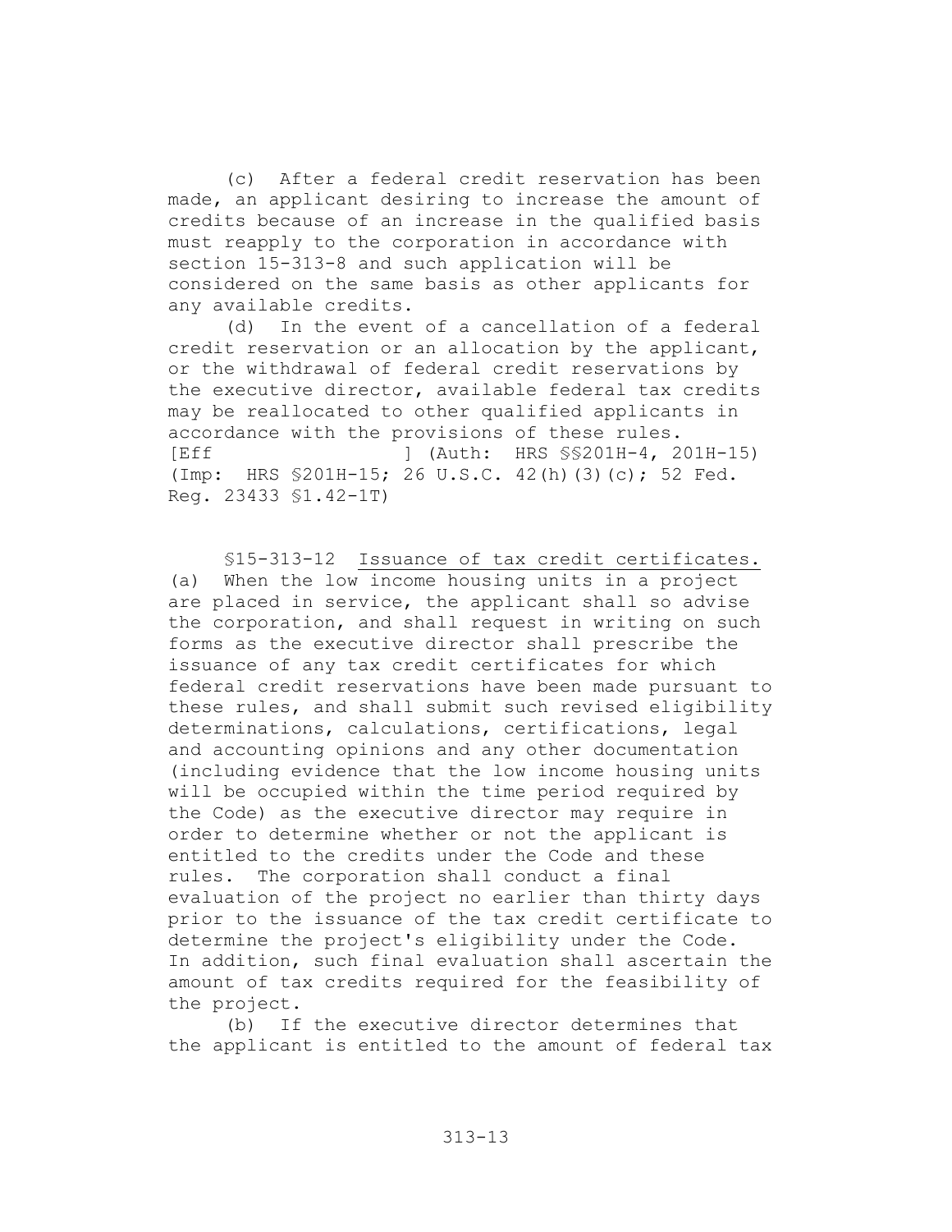(c) After a federal credit reservation has been made, an applicant desiring to increase the amount of credits because of an increase in the qualified basis must reapply to the corporation in accordance with section 15-313-8 and such application will be considered on the same basis as other applicants for any available credits.

(d) In the event of a cancellation of a federal credit reservation or an allocation by the applicant, or the withdrawal of federal credit reservations by the executive director, available federal tax credits may be reallocated to other qualified applicants in accordance with the provisions of these rules. [Eff ] (Auth: HRS §§201H-4, 201H-15) (Imp: HRS §201H-15; 26 U.S.C. 42(h)(3)(c); 52 Fed. Reg. 23433 §1.42-1T)

§15-313-12 <u>Issuance of tax credit certificates.</u> (a) When the low income housing units in a project are placed in service, the applicant shall so advise the corporation, and shall request in writing on such forms as the executive director shall prescribe the issuance of any tax credit certificates for which federal credit reservations have been made pursuant to these rules, and shall submit such revised eligibility determinations, calculations, certifications, legal and accounting opinions and any other documentation (including evidence that the low income housing units will be occupied within the time period required by the Code) as the executive director may require in order to determine whether or not the applicant is entitled to the credits under the Code and these rules. The corporation shall conduct a final evaluation of the project no earlier than thirty days prior to the issuance of the tax credit certificate to determine the project's eligibility under the Code. In addition, such final evaluation shall ascertain the amount of tax credits required for the feasibility of the project.

(b) If the executive director determines that the applicant is entitled to the amount of federal tax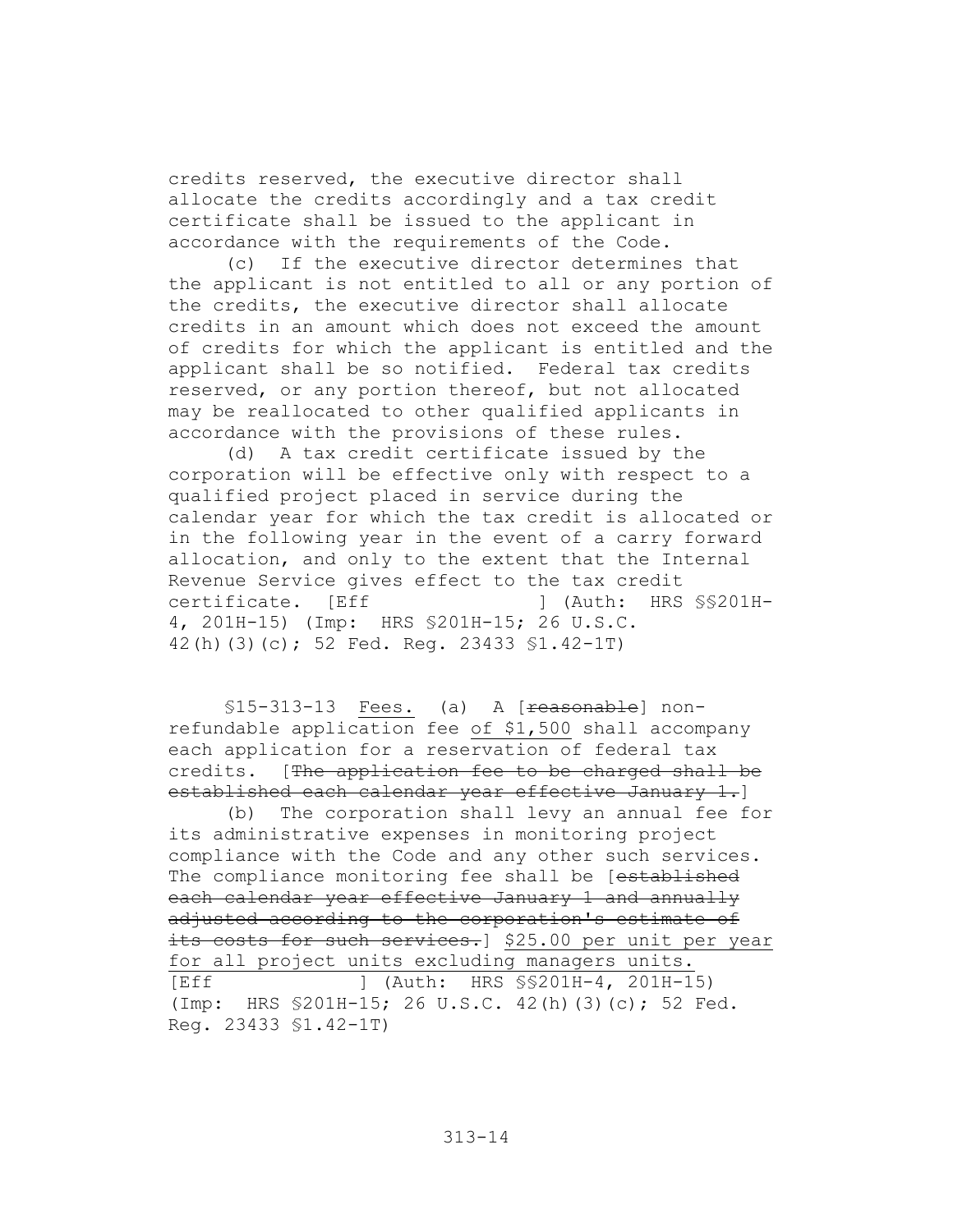credits reserved, the executive director shall allocate the credits accordingly and a tax credit certificate shall be issued to the applicant in accordance with the requirements of the Code.

(c) If the executive director determines that the applicant is not entitled to all or any portion of the credits, the executive director shall allocate credits in an amount which does not exceed the amount of credits for which the applicant is entitled and the applicant shall be so notified. Federal tax credits reserved, or any portion thereof, but not allocated may be reallocated to other qualified applicants in accordance with the provisions of these rules.

(d) A tax credit certificate issued by the corporation will be effective only with respect to a qualified project placed in service during the calendar year for which the tax credit is allocated or in the following year in the event of a carry forward allocation, and only to the extent that the Internal Revenue Service gives effect to the tax credit certificate. [Eff ] (Auth: HRS §§201H-4, 201H-15) (Imp: HRS §201H-15; 26 U.S.C. 42(h)(3)(c); 52 Fed. Reg. 23433 §1.42-1T)

§15-313-13 <u>Fees.</u> (a) A [~~reasonable~~] non-refundable application fee <u>of $1,500</u> shall accompany each application for a reservation of federal tax credits. [~~The application fee to be charged shall be established each calendar year effective January 1.~~]

(b) The corporation shall levy an annual fee for its administrative expenses in monitoring project compliance with the Code and any other such services. The compliance monitoring fee shall be [~~established each calendar year effective January 1 and annually adjusted according to the corporation's estimate of its costs for such services.~~] <u>$25.00 per unit per year for all project units excluding managers units.</u> [Eff ] (Auth: HRS §§201H-4, 201H-15) (Imp: HRS §201H-15; 26 U.S.C. 42(h)(3)(c); 52 Fed. Reg. 23433 §1.42-1T)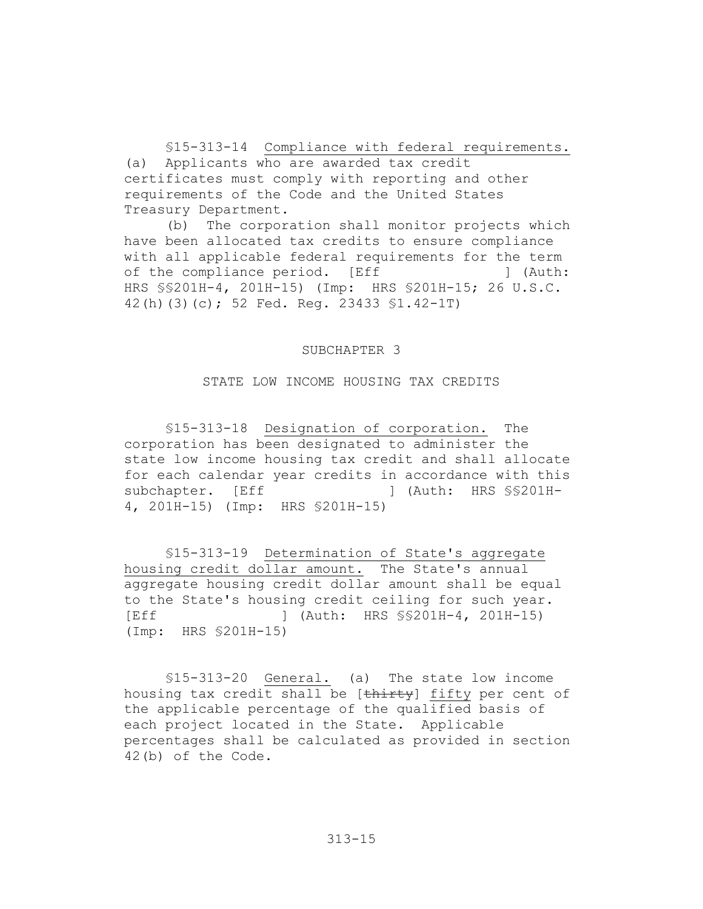§15-313-14 Compliance with federal requirements. (a) Applicants who are awarded tax credit certificates must comply with reporting and other requirements of the Code and the United States Treasury Department.

(b) The corporation shall monitor projects which have been allocated tax credits to ensure compliance with all applicable federal requirements for the term of the compliance period. [Eff ] (Auth: HRS §§201H-4, 201H-15) (Imp: HRS §201H-15; 26 U.S.C. 42(h)(3)(c); 52 Fed. Reg. 23433 §1.42-1T)

## SUBCHAPTER 3

## STATE LOW INCOME HOUSING TAX CREDITS

§15-313-18 Designation of corporation. The corporation has been designated to administer the state low income housing tax credit and shall allocate for each calendar year credits in accordance with this subchapter. [Eff ] (Auth: HRS §§201H-4, 201H-15) (Imp: HRS §201H-15)

§15-313-19 Determination of State's aggregate housing credit dollar amount. The State's annual aggregate housing credit dollar amount shall be equal to the State's housing credit ceiling for such year. [Eff ] (Auth: HRS §§201H-4, 201H-15) (Imp: HRS §201H-15)

§15-313-20 General. (a) The state low income housing tax credit shall be [~~thirty~~] fifty per cent of the applicable percentage of the qualified basis of each project located in the State. Applicable percentages shall be calculated as provided in section 42(b) of the Code.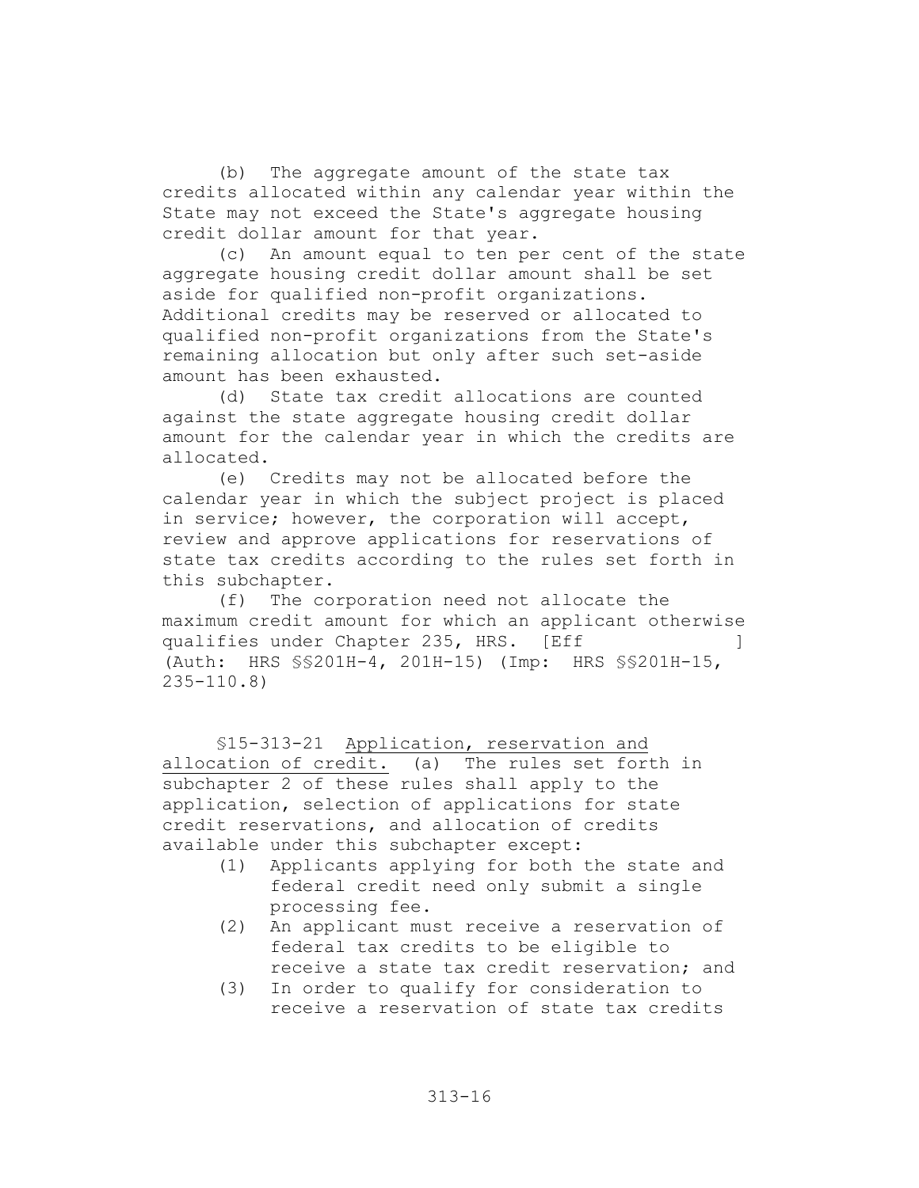(b) The aggregate amount of the state tax credits allocated within any calendar year within the State may not exceed the State's aggregate housing credit dollar amount for that year.

(c) An amount equal to ten per cent of the state aggregate housing credit dollar amount shall be set aside for qualified non-profit organizations. Additional credits may be reserved or allocated to qualified non-profit organizations from the State's remaining allocation but only after such set-aside amount has been exhausted.

(d) State tax credit allocations are counted against the state aggregate housing credit dollar amount for the calendar year in which the credits are allocated.

(e) Credits may not be allocated before the calendar year in which the subject project is placed in service; however, the corporation will accept, review and approve applications for reservations of state tax credits according to the rules set forth in this subchapter.

(f) The corporation need not allocate the maximum credit amount for which an applicant otherwise qualifies under Chapter 235, HRS. [Eff ] (Auth: HRS §§201H-4, 201H-15) (Imp: HRS §§201H-15, 235-110.8)

§15-313-21 Application, reservation and allocation of credit. (a) The rules set forth in subchapter 2 of these rules shall apply to the application, selection of applications for state credit reservations, and allocation of credits available under this subchapter except:

(1) Applicants applying for both the state and federal credit need only submit a single processing fee.

(2) An applicant must receive a reservation of federal tax credits to be eligible to receive a state tax credit reservation; and

(3) In order to qualify for consideration to receive a reservation of state tax credits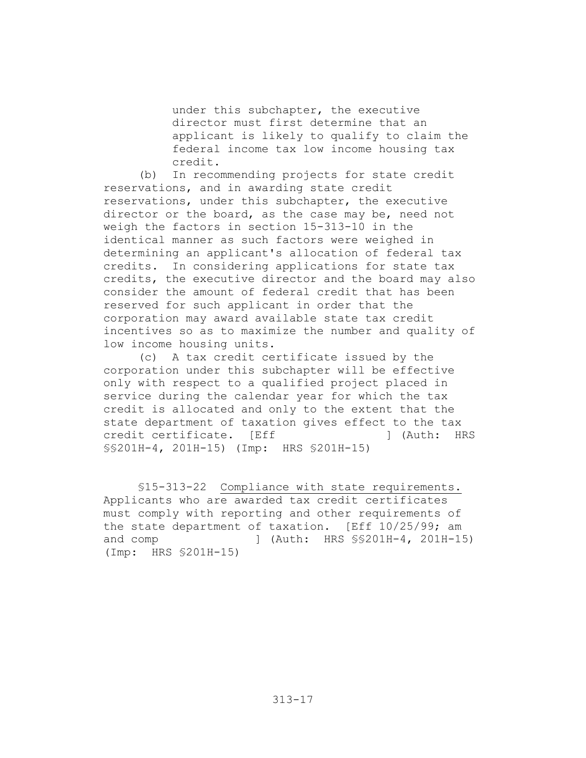under this subchapter, the executive director must first determine that an applicant is likely to qualify to claim the federal income tax low income housing tax credit.

(b) In recommending projects for state credit reservations, and in awarding state credit reservations, under this subchapter, the executive director or the board, as the case may be, need not weigh the factors in section 15-313-10 in the identical manner as such factors were weighed in determining an applicant's allocation of federal tax credits. In considering applications for state tax credits, the executive director and the board may also consider the amount of federal credit that has been reserved for such applicant in order that the corporation may award available state tax credit incentives so as to maximize the number and quality of low income housing units.

(c) A tax credit certificate issued by the corporation under this subchapter will be effective only with respect to a qualified project placed in service during the calendar year for which the tax credit is allocated and only to the extent that the state department of taxation gives effect to the tax credit certificate. [Eff ] (Auth: HRS §§201H-4, 201H-15) (Imp: HRS §201H-15)

§15-313-22 <u>Compliance with state requirements.</u> Applicants who are awarded tax credit certificates must comply with reporting and other requirements of the state department of taxation. [Eff 10/25/99; am and comp ] (Auth: HRS §§201H-4, 201H-15) (Imp: HRS §201H-15)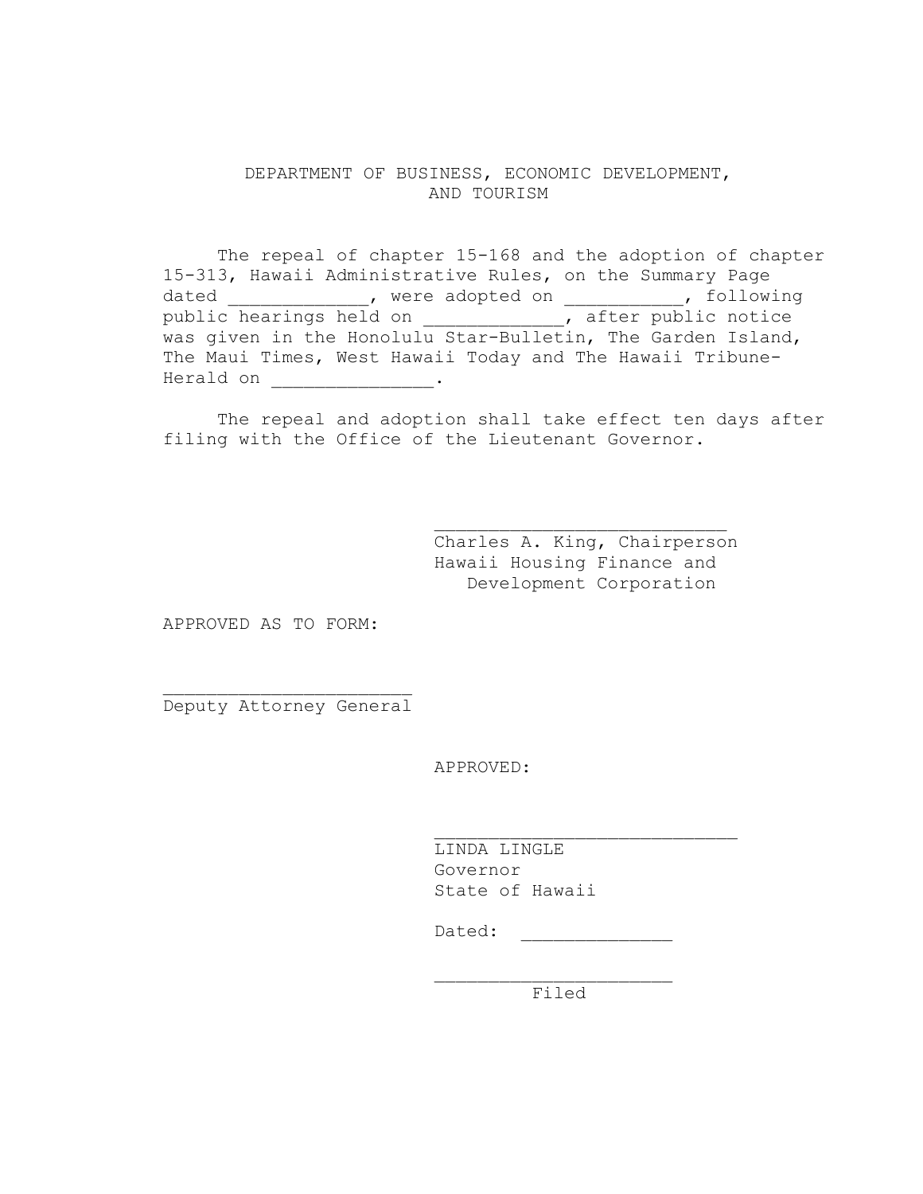DEPARTMENT OF BUSINESS, ECONOMIC DEVELOPMENT, AND TOURISM

The repeal of chapter 15-168 and the adoption of chapter 15-313, Hawaii Administrative Rules, on the Summary Page dated _____________, were adopted on ___________, following public hearings held on _____________, after public notice was given in the Honolulu Star-Bulletin, The Garden Island, The Maui Times, West Hawaii Today and The Hawaii Tribune-Herald on ______________.

The repeal and adoption shall take effect ten days after filing with the Office of the Lieutenant Governor.

___________________________
Charles A. King, Chairperson
Hawaii Housing Finance and Development Corporation

APPROVED AS TO FORM:

_______________________
Deputy Attorney General

APPROVED:

____________________________
LINDA LINGLE
Governor
State of Hawaii

Dated: ______________

______________________
Filed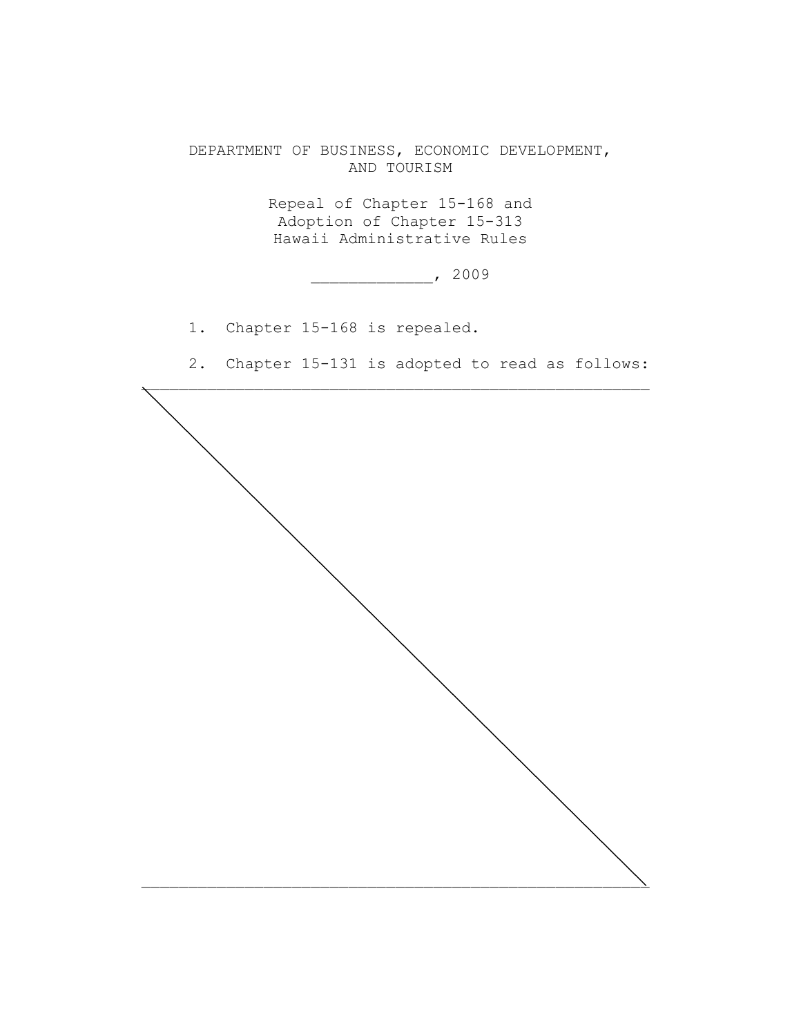DEPARTMENT OF BUSINESS, ECONOMIC DEVELOPMENT,
AND TOURISM

Repeal of Chapter 15-168 and
Adoption of Chapter 15-313
Hawaii Administrative Rules

_____________, 2009

1. Chapter 15-168 is repealed.

2. Chapter 15-131 is adopted to read as follows: